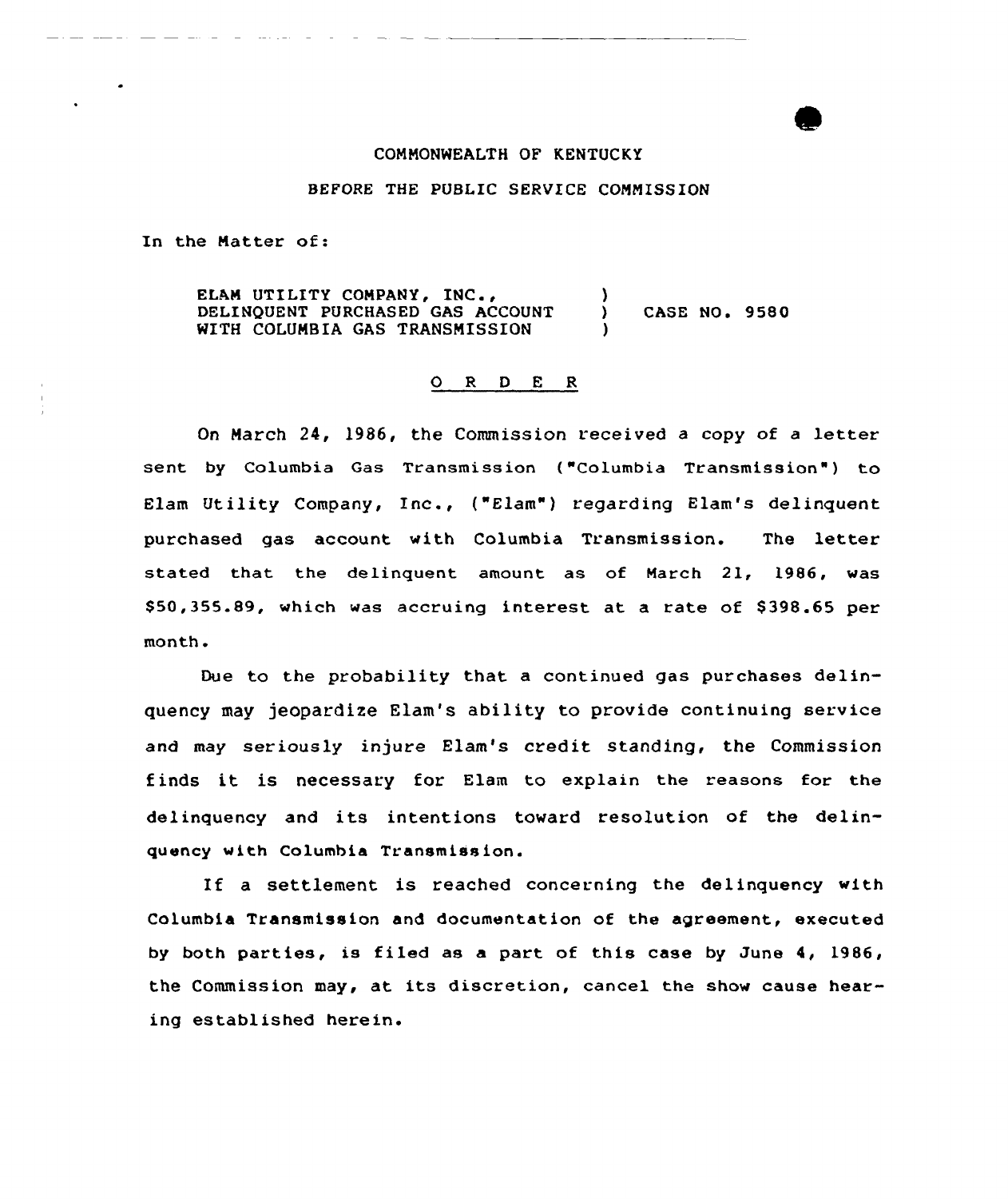COMMONWEALTH OF KENTUCKY

BEFORE THE PUBLIC SERVICE COMMISSION

In the Matter of:

ELAM UTILITY COMPANY, INC., )
DELINQUENT PURCHASED GAS ACCOUNT ) CASE NO. 9580
WITH COLUMBIA GAS TRANSMISSION )

# O R D E R

On March 24, 1986, the Commission received a copy of a letter sent by Columbia Gas Transmission ("Columbia Transmission") to Elam Utility Company, Inc., ("Elam") regarding Elam's delinquent purchased gas account with Columbia Transmission. The letter stated that the delinquent amount as of March 21, 1986, was $50,355.89, which was accruing interest at a rate of $398.65 per month.

Due to the probability that a continued gas purchases delinquency may jeopardize Elam's ability to provide continuing service and may seriously injure Elam's credit standing, the Commission finds it is necessary for Elam to explain the reasons for the delinquency and its intentions toward resolution of the delinquency with Columbia Transmission.

If a settlement is reached concerning the delinquency with Columbia Transmission and documentation of the agreement, executed by both parties, is filed as a part of this case by June 4, 1986, the Commission may, at its discretion, cancel the show cause hearing established herein.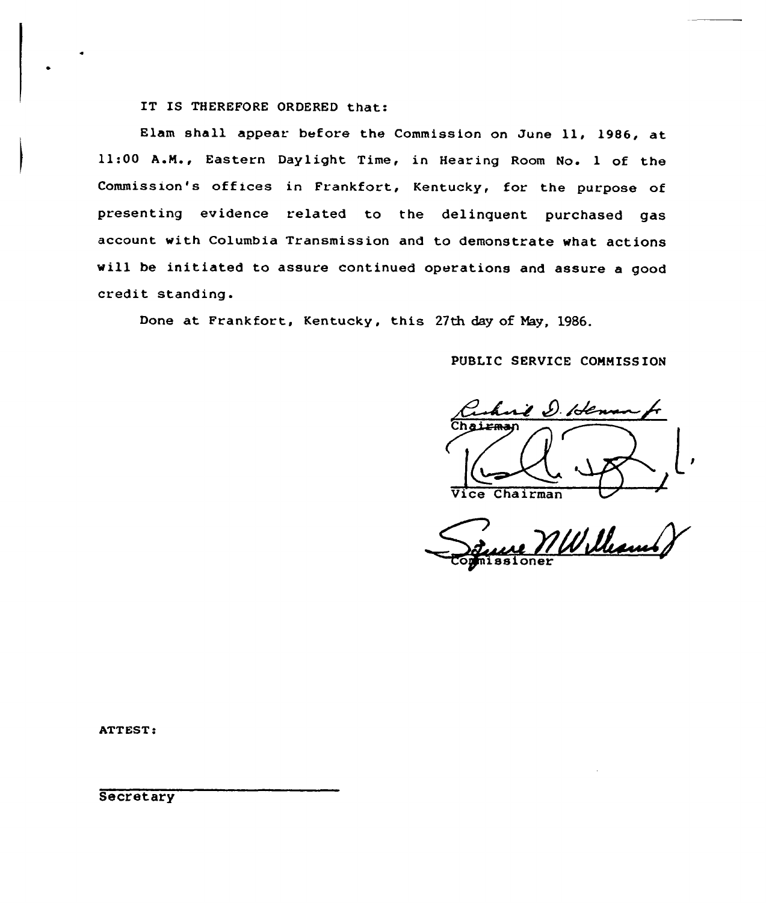IT IS THEREFORE ORDERED that:

Elam shall appear before the Commission on June 11, 1986, at 11:00 A.M., Eastern Daylight Time, in Hearing Room No. 1 of the Commission's offices in Frankfort, Kentucky, for the purpose of presenting evidence related to the delinquent purchased gas account with Columbia Transmission and to demonstrate what actions will be initiated to assure continued operations and assure a good credit standing.

Done at Frankfort, Kentucky, this 27th day of May, 1986.

PUBLIC SERVICE COMMISSION

Chairman

Vice Chairman

Commissioner

ATTEST:

Secretary